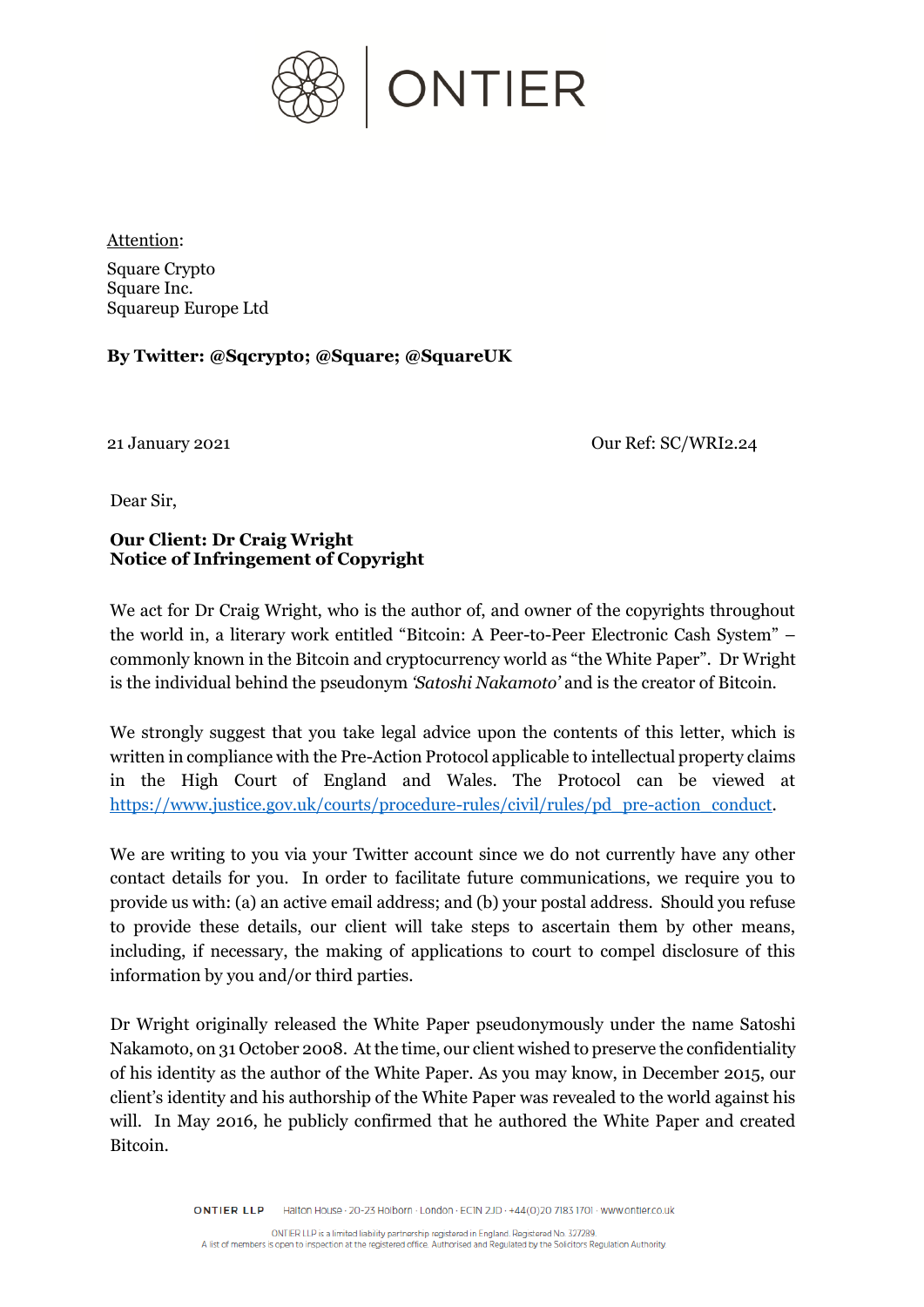ONTIER

Attention:

Square Crypto
Square Inc.
Squareup Europe Ltd

**By Twitter: @Sqcrypto; @Square; @SquareUK**

21 January 2021 Our Ref: SC/WRI2.24

Dear Sir,

**Our Client: Dr Craig Wright**
**Notice of Infringement of Copyright**

We act for Dr Craig Wright, who is the author of, and owner of the copyrights throughout the world in, a literary work entitled "Bitcoin: A Peer-to-Peer Electronic Cash System" – commonly known in the Bitcoin and cryptocurrency world as "the White Paper". Dr Wright is the individual behind the pseudonym *'Satoshi Nakamoto'* and is the creator of Bitcoin.

We strongly suggest that you take legal advice upon the contents of this letter, which is written in compliance with the Pre-Action Protocol applicable to intellectual property claims in the High Court of England and Wales. The Protocol can be viewed at [https://www.justice.gov.uk/courts/procedure-rules/civil/rules/pd_pre-action_conduct](https://www.justice.gov.uk/courts/procedure-rules/civil/rules/pd_pre-action_conduct).

We are writing to you via your Twitter account since we do not currently have any other contact details for you. In order to facilitate future communications, we require you to provide us with: (a) an active email address; and (b) your postal address. Should you refuse to provide these details, our client will take steps to ascertain them by other means, including, if necessary, the making of applications to court to compel disclosure of this information by you and/or third parties.

Dr Wright originally released the White Paper pseudonymously under the name Satoshi Nakamoto, on 31 October 2008. At the time, our client wished to preserve the confidentiality of his identity as the author of the White Paper. As you may know, in December 2015, our client's identity and his authorship of the White Paper was revealed to the world against his will. In May 2016, he publicly confirmed that he authored the White Paper and created Bitcoin.

ONTIER LLP Halton House · 20-23 Holborn · London · EC1N 2JD · +44(0)20 7183 1701 · www.ontier.co.uk

ONTIER LLP is a limited liability partnership registered in England. Registered No. 327289.
A list of members is open to inspection at the registered office. Authorised and Regulated by the Solicitors Regulation Authority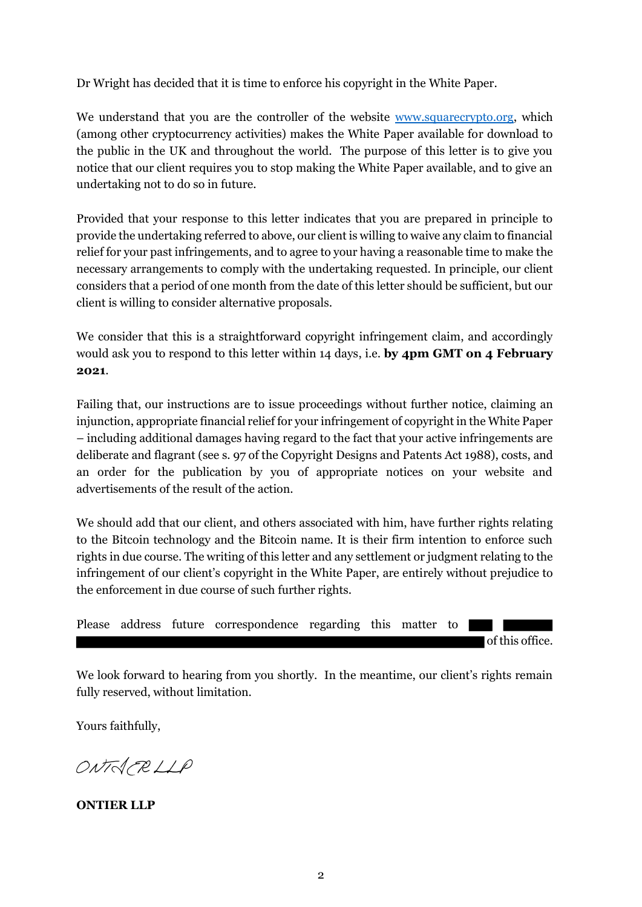Dr Wright has decided that it is time to enforce his copyright in the White Paper.

We understand that you are the controller of the website [www.squarecrypto.org](http://www.squarecrypto.org), which (among other cryptocurrency activities) makes the White Paper available for download to the public in the UK and throughout the world. The purpose of this letter is to give you notice that our client requires you to stop making the White Paper available, and to give an undertaking not to do so in future.

Provided that your response to this letter indicates that you are prepared in principle to provide the undertaking referred to above, our client is willing to waive any claim to financial relief for your past infringements, and to agree to your having a reasonable time to make the necessary arrangements to comply with the undertaking requested. In principle, our client considers that a period of one month from the date of this letter should be sufficient, but our client is willing to consider alternative proposals.

We consider that this is a straightforward copyright infringement claim, and accordingly would ask you to respond to this letter within 14 days, i.e. **by 4pm GMT on 4 February 2021**.

Failing that, our instructions are to issue proceedings without further notice, claiming an injunction, appropriate financial relief for your infringement of copyright in the White Paper – including additional damages having regard to the fact that your active infringements are deliberate and flagrant (see s. 97 of the Copyright Designs and Patents Act 1988), costs, and an order for the publication by you of appropriate notices on your website and advertisements of the result of the action.

We should add that our client, and others associated with him, have further rights relating to the Bitcoin technology and the Bitcoin name. It is their firm intention to enforce such rights in due course. The writing of this letter and any settlement or judgment relating to the infringement of our client's copyright in the White Paper, are entirely without prejudice to the enforcement in due course of such further rights.

Please address future correspondence regarding this matter to [REDACTED] of this office.

We look forward to hearing from you shortly. In the meantime, our client's rights remain fully reserved, without limitation.

Yours faithfully,

ONTIER LLP

**ONTIER LLP**